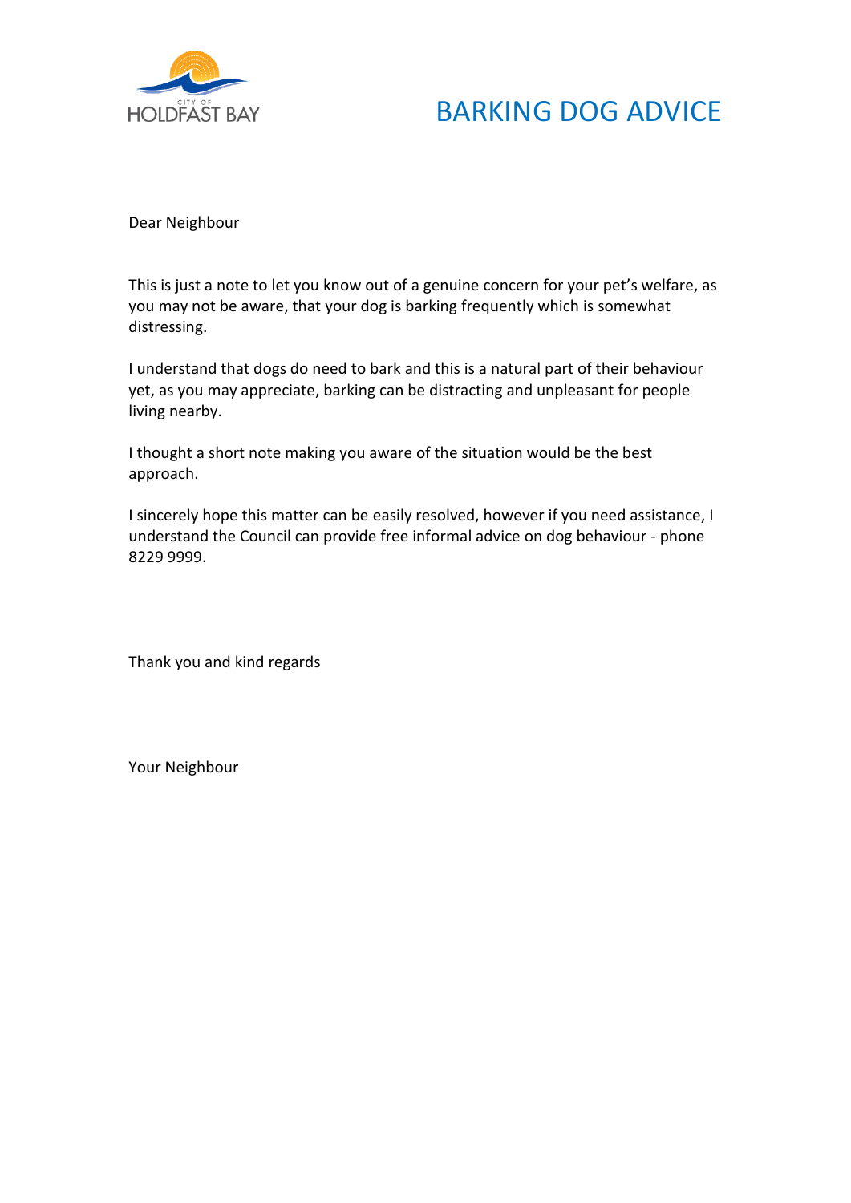CITY OF HOLDFAST BAY

# BARKING DOG ADVICE

Dear Neighbour

This is just a note to let you know out of a genuine concern for your pet's welfare, as you may not be aware, that your dog is barking frequently which is somewhat distressing.

I understand that dogs do need to bark and this is a natural part of their behaviour yet, as you may appreciate, barking can be distracting and unpleasant for people living nearby.

I thought a short note making you aware of the situation would be the best approach.

I sincerely hope this matter can be easily resolved, however if you need assistance, I understand the Council can provide free informal advice on dog behaviour - phone 8229 9999.

Thank you and kind regards

Your Neighbour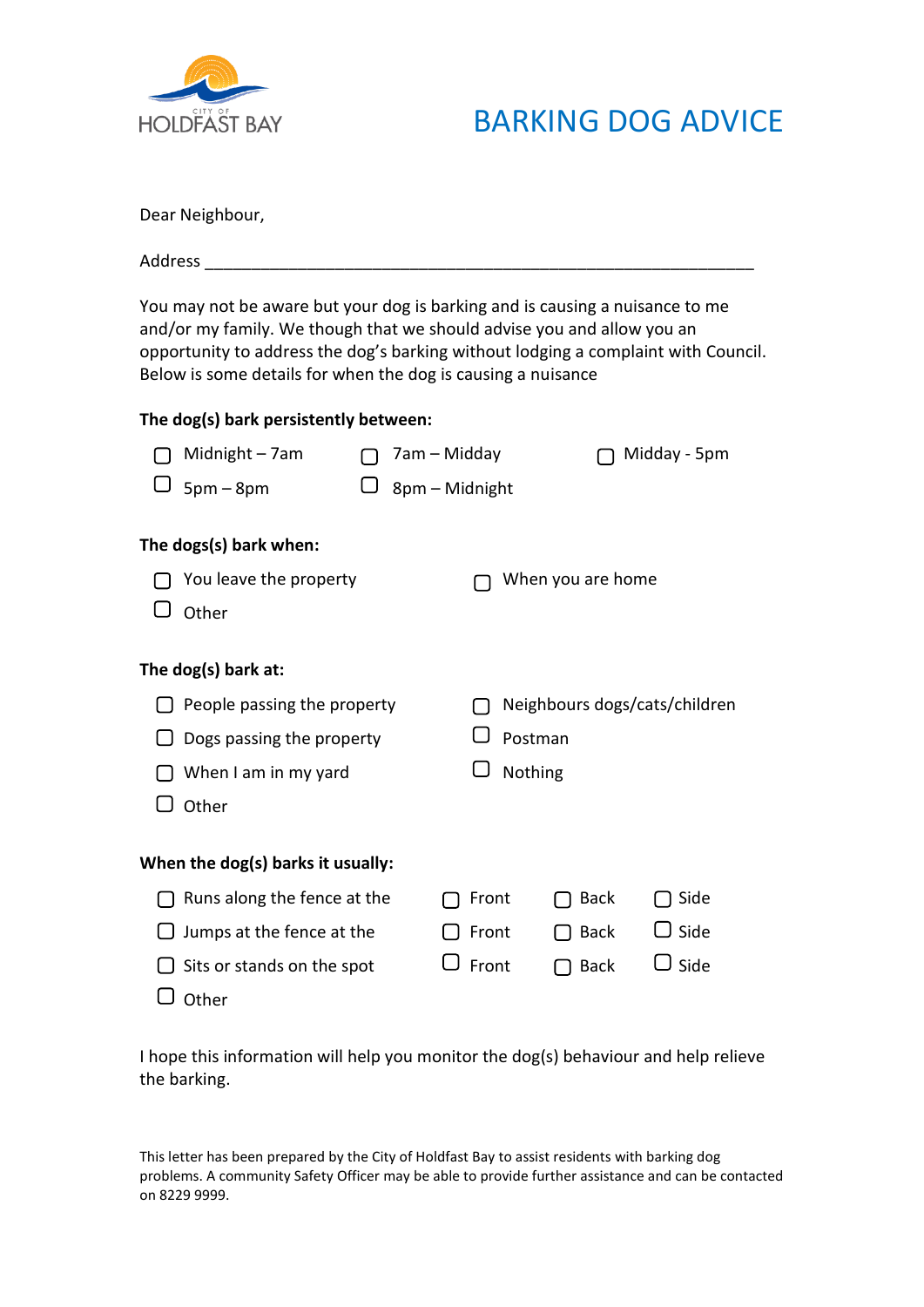CITY OF HOLDFAST BAY

# BARKING DOG ADVICE

Dear Neighbour,

Address ___________________________________________________________

You may not be aware but your dog is barking and is causing a nuisance to me and/or my family. We though that we should advise you and allow you an opportunity to address the dog's barking without lodging a complaint with Council. Below is some details for when the dog is causing a nuisance

**The dog(s) bark persistently between:**

- ☐ Midnight – 7am
- ☐ 7am – Midday
- ☐ Midday - 5pm
- ☐ 5pm – 8pm
- ☐ 8pm – Midnight

**The dogs(s) bark when:**

- ☐ You leave the property
- ☐ When you are home
- ☐ Other

**The dog(s) bark at:**

- ☐ People passing the property
- ☐ Neighbours dogs/cats/children
- ☐ Dogs passing the property
- ☐ Postman
- ☐ When I am in my yard
- ☐ Nothing
- ☐ Other

**When the dog(s) barks it usually:**

| | | | |
|---|---|---|---|
| ☐ Runs along the fence at the | ☐ Front | ☐ Back | ☐ Side |
| ☐ Jumps at the fence at the | ☐ Front | ☐ Back | ☐ Side |
| ☐ Sits or stands on the spot | ☐ Front | ☐ Back | ☐ Side |
| ☐ Other | | | |

I hope this information will help you monitor the dog(s) behaviour and help relieve the barking.

This letter has been prepared by the City of Holdfast Bay to assist residents with barking dog problems. A community Safety Officer may be able to provide further assistance and can be contacted on 8229 9999.